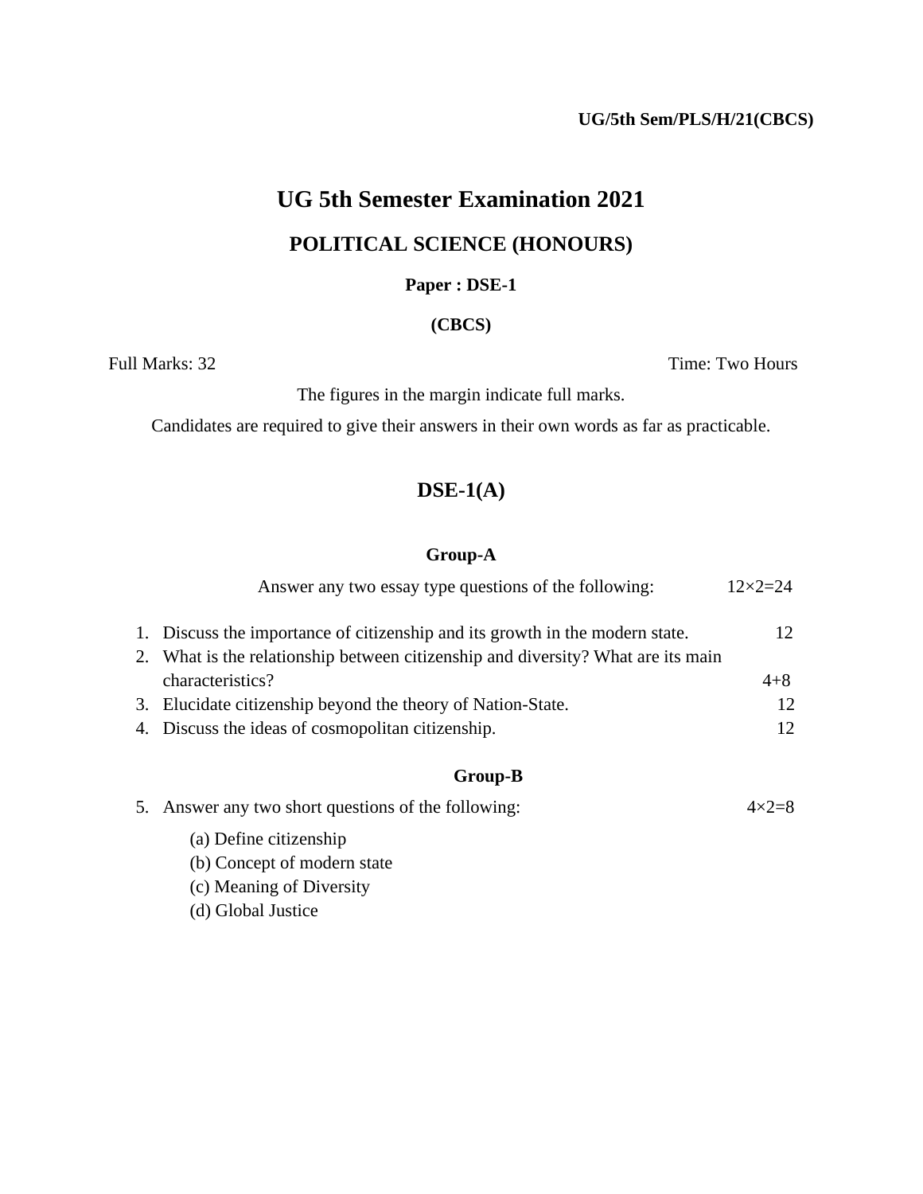UG/5th Sem/PLS/H/21(CBCS)

# UG 5th Semester Examination 2021

## POLITICAL SCIENCE (HONOURS)

**Paper : DSE-1**

**(CBCS)**

Full Marks: 32 Time: Two Hours

The figures in the margin indicate full marks.

Candidates are required to give their answers in their own words as far as practicable.

## DSE-1(A)

### Group-A

Answer any two essay type questions of the following: 12×2=24

1. Discuss the importance of citizenship and its growth in the modern state. 12
2. What is the relationship between citizenship and diversity? What are its main characteristics? 4+8
3. Elucidate citizenship beyond the theory of Nation-State. 12
4. Discuss the ideas of cosmopolitan citizenship. 12

### Group-B

5. Answer any two short questions of the following: 4×2=8

   (a) Define citizenship
   (b) Concept of modern state
   (c) Meaning of Diversity
   (d) Global Justice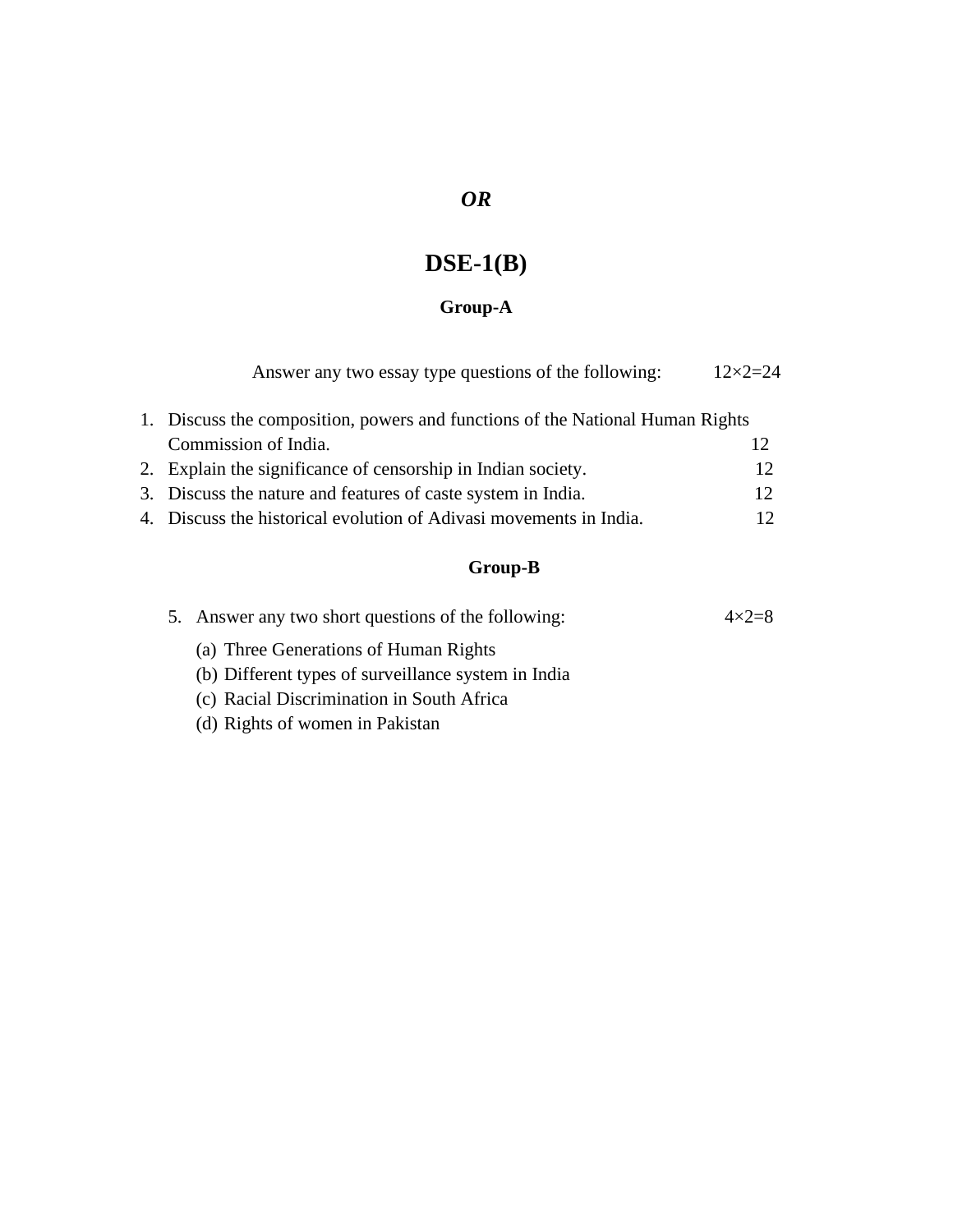***OR***

# DSE-1(B)

## Group-A

Answer any two essay type questions of the following: 12×2=24

1. Discuss the composition, powers and functions of the National Human Rights Commission of India. 12
2. Explain the significance of censorship in Indian society. 12
3. Discuss the nature and features of caste system in India. 12
4. Discuss the historical evolution of Adivasi movements in India. 12

## Group-B

5. Answer any two short questions of the following: 4×2=8

   (a) Three Generations of Human Rights
   (b) Different types of surveillance system in India
   (c) Racial Discrimination in South Africa
   (d) Rights of women in Pakistan